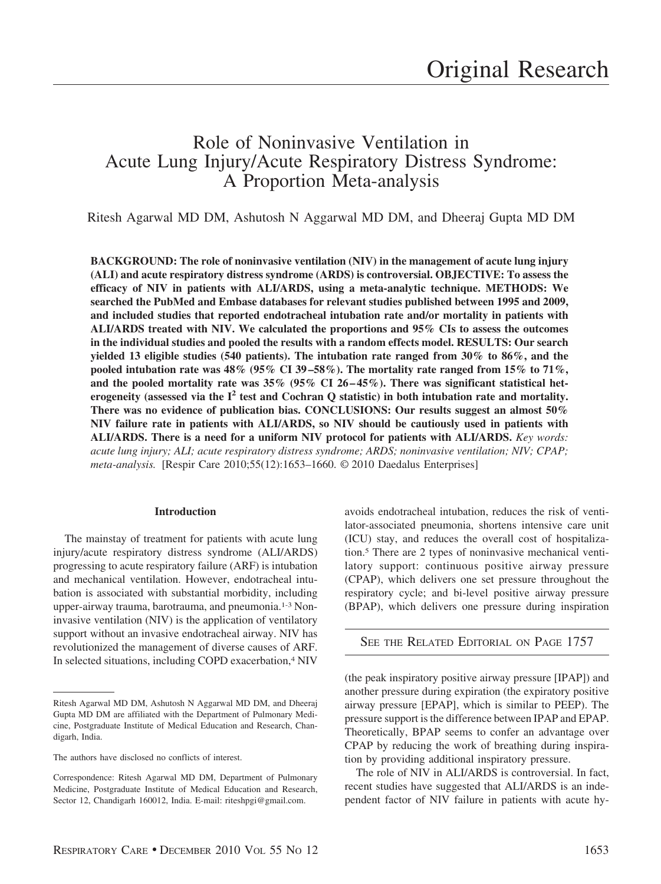Original Research

# Role of Noninvasive Ventilation in Acute Lung Injury/Acute Respiratory Distress Syndrome: A Proportion Meta-analysis

Ritesh Agarwal MD DM, Ashutosh N Aggarwal MD DM, and Dheeraj Gupta MD DM

**BACKGROUND: The role of noninvasive ventilation (NIV) in the management of acute lung injury (ALI) and acute respiratory distress syndrome (ARDS) is controversial. OBJECTIVE: To assess the efficacy of NIV in patients with ALI/ARDS, using a meta-analytic technique. METHODS: We searched the PubMed and Embase databases for relevant studies published between 1995 and 2009, and included studies that reported endotracheal intubation rate and/or mortality in patients with ALI/ARDS treated with NIV. We calculated the proportions and 95% CIs to assess the outcomes in the individual studies and pooled the results with a random effects model. RESULTS: Our search yielded 13 eligible studies (540 patients). The intubation rate ranged from 30% to 86%, and the pooled intubation rate was 48% (95% CI 39–58%). The mortality rate ranged from 15% to 71%, and the pooled mortality rate was 35% (95% CI 26–45%). There was significant statistical heterogeneity (assessed via the $I^2$ test and Cochran Q statistic) in both intubation rate and mortality. There was no evidence of publication bias. CONCLUSIONS: Our results suggest an almost 50% NIV failure rate in patients with ALI/ARDS, so NIV should be cautiously used in patients with ALI/ARDS. There is a need for a uniform NIV protocol for patients with ALI/ARDS.** *Key words: acute lung injury; ALI; acute respiratory distress syndrome; ARDS; noninvasive ventilation; NIV; CPAP; meta-analysis.* [Respir Care 2010;55(12):1653–1660. © 2010 Daedalus Enterprises]

## Introduction

The mainstay of treatment for patients with acute lung injury/acute respiratory distress syndrome (ALI/ARDS) progressing to acute respiratory failure (ARF) is intubation and mechanical ventilation. However, endotracheal intubation is associated with substantial morbidity, including upper-airway trauma, barotrauma, and pneumonia.[1-3] Noninvasive ventilation (NIV) is the application of ventilatory support without an invasive endotracheal airway. NIV has revolutionized the management of diverse causes of ARF. In selected situations, including COPD exacerbation,[4] NIV avoids endotracheal intubation, reduces the risk of ventilator-associated pneumonia, shortens intensive care unit (ICU) stay, and reduces the overall cost of hospitalization.[5] There are 2 types of noninvasive mechanical ventilatory support: continuous positive airway pressure (CPAP), which delivers one set pressure throughout the respiratory cycle; and bi-level positive airway pressure (BPAP), which delivers one pressure during inspiration (the peak inspiratory positive airway pressure [IPAP]) and another pressure during expiration (the expiratory positive airway pressure [EPAP], which is similar to PEEP). The pressure support is the difference between IPAP and EPAP. Theoretically, BPAP seems to confer an advantage over CPAP by reducing the work of breathing during inspiration by providing additional inspiratory pressure.

SEE THE RELATED EDITORIAL ON PAGE 1757

The role of NIV in ALI/ARDS is controversial. In fact, recent studies have suggested that ALI/ARDS is an independent factor of NIV failure in patients with acute hy-

Ritesh Agarwal MD DM, Ashutosh N Aggarwal MD DM, and Dheeraj Gupta MD DM are affiliated with the Department of Pulmonary Medicine, Postgraduate Institute of Medical Education and Research, Chandigarh, India.

The authors have disclosed no conflicts of interest.

Correspondence: Ritesh Agarwal MD DM, Department of Pulmonary Medicine, Postgraduate Institute of Medical Education and Research, Sector 12, Chandigarh 160012, India. E-mail: riteshpgi@gmail.com.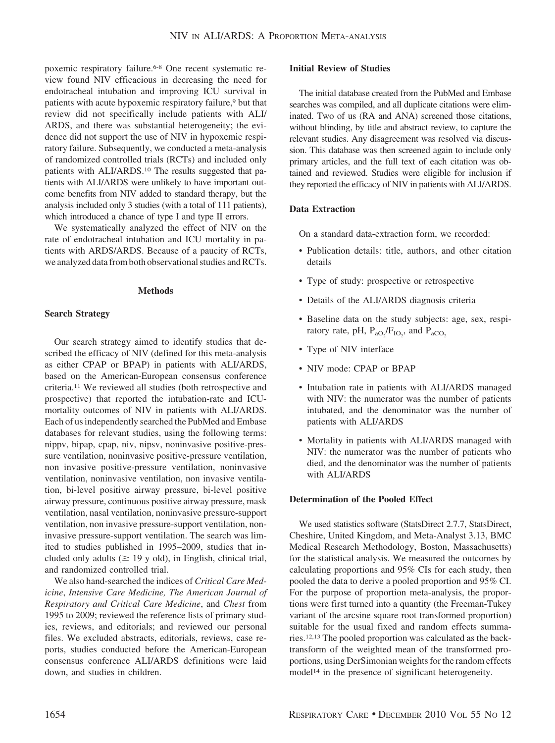poxemic respiratory failure.[6-8] One recent systematic review found NIV efficacious in decreasing the need for endotracheal intubation and improving ICU survival in patients with acute hypoxemic respiratory failure,[9] but that review did not specifically include patients with ALI/ARDS, and there was substantial heterogeneity; the evidence did not support the use of NIV in hypoxemic respiratory failure. Subsequently, we conducted a meta-analysis of randomized controlled trials (RCTs) and included only patients with ALI/ARDS.[10] The results suggested that patients with ALI/ARDS were unlikely to have important outcome benefits from NIV added to standard therapy, but the analysis included only 3 studies (with a total of 111 patients), which introduced a chance of type I and type II errors.

We systematically analyzed the effect of NIV on the rate of endotracheal intubation and ICU mortality in patients with ARDS/ARDS. Because of a paucity of RCTs, we analyzed data from both observational studies and RCTs.

## Methods

### Search Strategy

Our search strategy aimed to identify studies that described the efficacy of NIV (defined for this meta-analysis as either CPAP or BPAP) in patients with ALI/ARDS, based on the American-European consensus conference criteria.[11] We reviewed all studies (both retrospective and prospective) that reported the intubation-rate and ICU-mortality outcomes of NIV in patients with ALI/ARDS. Each of us independently searched the PubMed and Embase databases for relevant studies, using the following terms: nippv, bipap, cpap, niv, nipsv, noninvasive positive-pressure ventilation, noninvasive positive-pressure ventilation, non invasive positive-pressure ventilation, noninvasive ventilation, noninvasive ventilation, non invasive ventilation, bi-level positive airway pressure, bi-level positive airway pressure, continuous positive airway pressure, mask ventilation, nasal ventilation, noninvasive pressure-support ventilation, non invasive pressure-support ventilation, noninvasive pressure-support ventilation. The search was limited to studies published in 1995–2009, studies that included only adults ($\geq$ 19 y old), in English, clinical trial, and randomized controlled trial.

We also hand-searched the indices of *Critical Care Medicine*, *Intensive Care Medicine, The American Journal of Respiratory and Critical Care Medicine*, and *Chest* from 1995 to 2009; reviewed the reference lists of primary studies, reviews, and editorials; and reviewed our personal files. We excluded abstracts, editorials, reviews, case reports, studies conducted before the American-European consensus conference ALI/ARDS definitions were laid down, and studies in children.

### Initial Review of Studies

The initial database created from the PubMed and Embase searches was compiled, and all duplicate citations were eliminated. Two of us (RA and ANA) screened those citations, without blinding, by title and abstract review, to capture the relevant studies. Any disagreement was resolved via discussion. This database was then screened again to include only primary articles, and the full text of each citation was obtained and reviewed. Studies were eligible for inclusion if they reported the efficacy of NIV in patients with ALI/ARDS.

### Data Extraction

On a standard data-extraction form, we recorded:

- Publication details: title, authors, and other citation details
- Type of study: prospective or retrospective
- Details of the ALI/ARDS diagnosis criteria
- Baseline data on the study subjects: age, sex, respiratory rate, pH, $P_{aO_2}/F_{IO_2}$, and $P_{aCO_2}$
- Type of NIV interface
- NIV mode: CPAP or BPAP
- Intubation rate in patients with ALI/ARDS managed with NIV: the numerator was the number of patients intubated, and the denominator was the number of patients with ALI/ARDS
- Mortality in patients with ALI/ARDS managed with NIV: the numerator was the number of patients who died, and the denominator was the number of patients with ALI/ARDS

### Determination of the Pooled Effect

We used statistics software (StatsDirect 2.7.7, StatsDirect, Cheshire, United Kingdom, and Meta-Analyst 3.13, BMC Medical Research Methodology, Boston, Massachusetts) for the statistical analysis. We measured the outcomes by calculating proportions and 95% CIs for each study, then pooled the data to derive a pooled proportion and 95% CI. For the purpose of proportion meta-analysis, the proportions were first turned into a quantity (the Freeman-Tukey variant of the arcsine square root transformed proportion) suitable for the usual fixed and random effects summaries.[12,13] The pooled proportion was calculated as the back-transform of the weighted mean of the transformed proportions, using DerSimonian weights for the random effects model[14] in the presence of significant heterogeneity.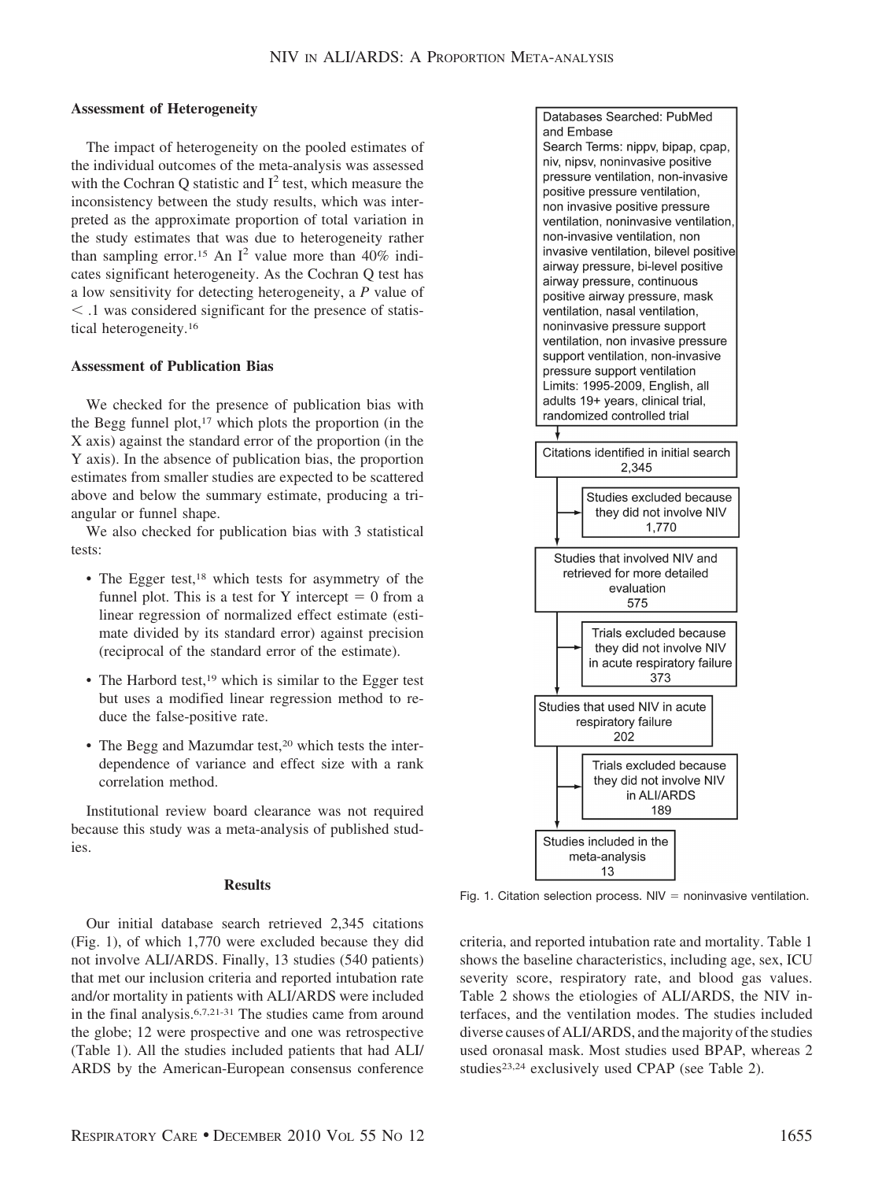### Assessment of Heterogeneity

The impact of heterogeneity on the pooled estimates of the individual outcomes of the meta-analysis was assessed with the Cochran Q statistic and $I^2$ test, which measure the inconsistency between the study results, which was interpreted as the approximate proportion of total variation in the study estimates that was due to heterogeneity rather than sampling error.[15] An $I^2$ value more than 40% indicates significant heterogeneity. As the Cochran Q test has a low sensitivity for detecting heterogeneity, a *P* value of $< .1$ was considered significant for the presence of statistical heterogeneity.[16]

### Assessment of Publication Bias

We checked for the presence of publication bias with the Begg funnel plot,[17] which plots the proportion (in the X axis) against the standard error of the proportion (in the Y axis). In the absence of publication bias, the proportion estimates from smaller studies are expected to be scattered above and below the summary estimate, producing a triangular or funnel shape.

We also checked for publication bias with 3 statistical tests:

- The Egger test,[18] which tests for asymmetry of the funnel plot. This is a test for Y intercept = 0 from a linear regression of normalized effect estimate (estimate divided by its standard error) against precision (reciprocal of the standard error of the estimate).
- The Harbord test,[19] which is similar to the Egger test but uses a modified linear regression method to reduce the false-positive rate.
- The Begg and Mazumdar test,[20] which tests the interdependence of variance and effect size with a rank correlation method.

Institutional review board clearance was not required because this study was a meta-analysis of published studies.

## Results

Our initial database search retrieved 2,345 citations (Fig. 1), of which 1,770 were excluded because they did not involve ALI/ARDS. Finally, 13 studies (540 patients) that met our inclusion criteria and reported intubation rate and/or mortality in patients with ALI/ARDS were included in the final analysis.[6,7,21-31] The studies came from around the globe; 12 were prospective and one was retrospective (Table 1). All the studies included patients that had ALI/ARDS by the American-European consensus conference criteria, and reported intubation rate and mortality. Table 1 shows the baseline characteristics, including age, sex, ICU severity score, respiratory rate, and blood gas values. Table 2 shows the etiologies of ALI/ARDS, the NIV interfaces, and the ventilation modes. The studies included diverse causes of ALI/ARDS, and the majority of the studies used oronasal mask. Most studies used BPAP, whereas 2 studies[23,24] exclusively used CPAP (see Table 2).

Databases Searched: PubMed and Embase
Search Terms: nippv, bipap, cpap, niv, nipsv, noninvasive positive pressure ventilation, non-invasive positive pressure ventilation, non invasive positive pressure ventilation, noninvasive ventilation, non-invasive ventilation, non invasive ventilation, bilevel positive airway pressure, bi-level positive airway pressure, continuous positive airway pressure, mask ventilation, nasal ventilation, noninvasive pressure support ventilation, non invasive pressure support ventilation, non-invasive pressure support ventilation
Limits: 1995-2009, English, all adults 19+ years, clinical trial, randomized controlled trial

Citations identified in initial search
2,345

Studies excluded because they did not involve NIV
1,770

Studies that involved NIV and retrieved for more detailed evaluation
575

Trials excluded because they did not involve NIV in acute respiratory failure
373

Studies that used NIV in acute respiratory failure
202

Trials excluded because they did not involve NIV in ALI/ARDS
189

Studies included in the meta-analysis
13

Fig. 1. Citation selection process. NIV = noninvasive ventilation.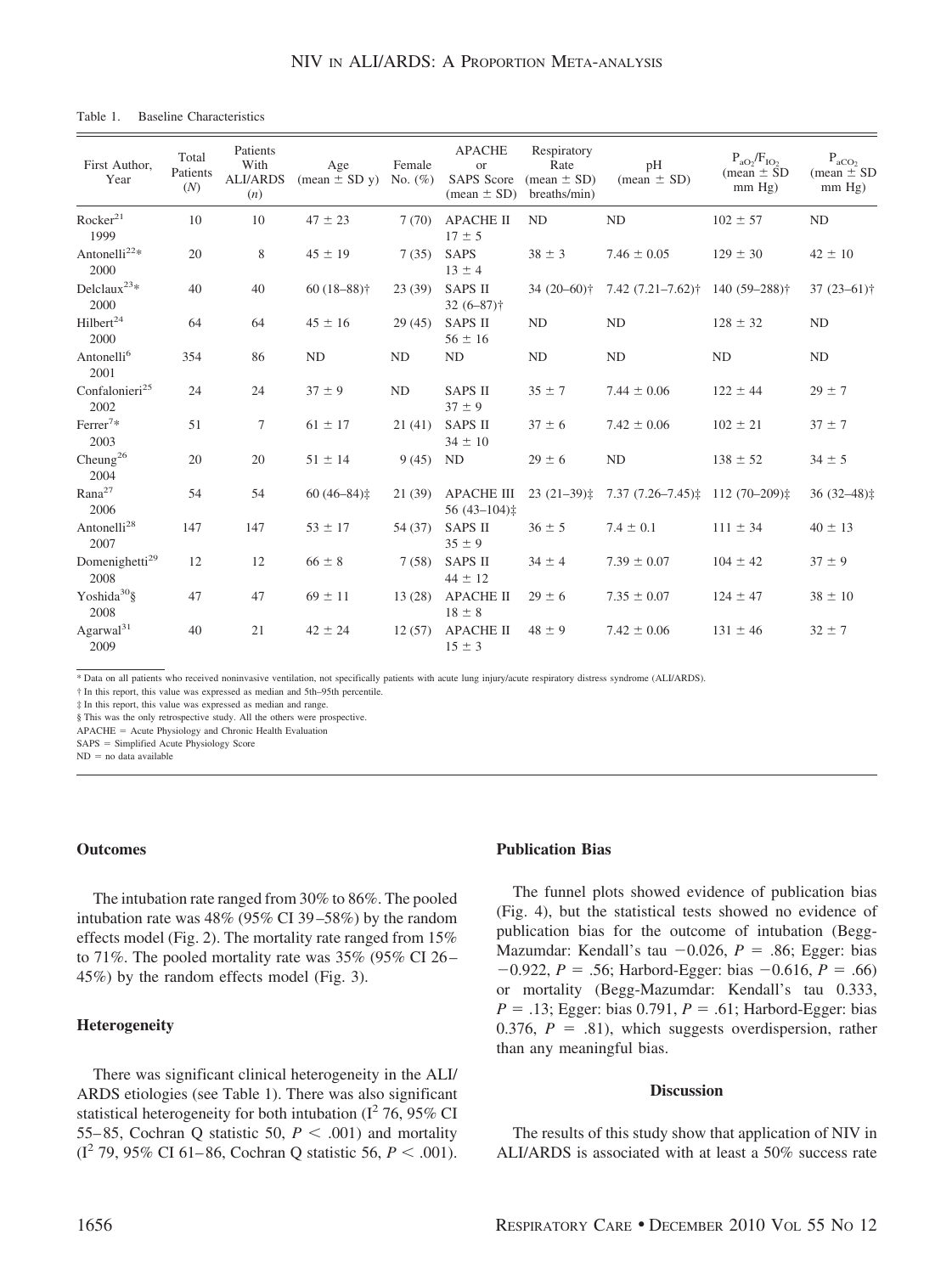Table 1. Baseline Characteristics

| First Author, Year | Total Patients (*N*) | Patients With ALI/ARDS (*n*) | Age (mean ± SD y) | Female No. (%) | APACHE or SAPS Score (mean ± SD) | Respiratory Rate (mean ± SD) breaths/min) | pH (mean ± SD) | $P_{aO_2}/F_{IO_2}$ (mean ± SD mm Hg) | $P_{aCO_2}$ (mean ± SD mm Hg) |
|---|---|---|---|---|---|---|---|---|---|
| Rocker[21] 1999 | 10 | 10 | 47 ± 23 | 7 (70) | APACHE II 17 ± 5 | ND | ND | 102 ± 57 | ND |
| Antonelli[22]* 2000 | 20 | 8 | 45 ± 19 | 7 (35) | SAPS 13 ± 4 | 38 ± 3 | 7.46 ± 0.05 | 129 ± 30 | 42 ± 10 |
| Delclaux[23]* 2000 | 40 | 40 | 60 (18–88)† | 23 (39) | SAPS II 32 (6–87)† | 34 (20–60)† | 7.42 (7.21–7.62)† | 140 (59–288)† | 37 (23–61)† |
| Hilbert[24] 2000 | 64 | 64 | 45 ± 16 | 29 (45) | SAPS II 56 ± 16 | ND | ND | 128 ± 32 | ND |
| Antonelli[6] 2001 | 354 | 86 | ND | ND | ND | ND | ND | ND | ND |
| Confalonieri[25] 2002 | 24 | 24 | 37 ± 9 | ND | SAPS II 37 ± 9 | 35 ± 7 | 7.44 ± 0.06 | 122 ± 44 | 29 ± 7 |
| Ferrer[7]* 2003 | 51 | 7 | 61 ± 17 | 21 (41) | SAPS II 34 ± 10 | 37 ± 6 | 7.42 ± 0.06 | 102 ± 21 | 37 ± 7 |
| Cheung[26] 2004 | 20 | 20 | 51 ± 14 | 9 (45) | ND | 29 ± 6 | ND | 138 ± 52 | 34 ± 5 |
| Rana[27] 2006 | 54 | 54 | 60 (46–84)‡ | 21 (39) | APACHE III 56 (43–104)‡ | 23 (21–39)‡ | 7.37 (7.26–7.45)‡ | 112 (70–209)‡ | 36 (32–48)‡ |
| Antonelli[28] 2007 | 147 | 147 | 53 ± 17 | 54 (37) | SAPS II 35 ± 9 | 36 ± 5 | 7.4 ± 0.1 | 111 ± 34 | 40 ± 13 |
| Domenighetti[29] 2008 | 12 | 12 | 66 ± 8 | 7 (58) | SAPS II 44 ± 12 | 34 ± 4 | 7.39 ± 0.07 | 104 ± 42 | 37 ± 9 |
| Yoshida[30]§ 2008 | 47 | 47 | 69 ± 11 | 13 (28) | APACHE II 18 ± 8 | 29 ± 6 | 7.35 ± 0.07 | 124 ± 47 | 38 ± 10 |
| Agarwal[31] 2009 | 40 | 21 | 42 ± 24 | 12 (57) | APACHE II 15 ± 3 | 48 ± 9 | 7.42 ± 0.06 | 131 ± 46 | 32 ± 7 |

\* Data on all patients who received noninvasive ventilation, not specifically patients with acute lung injury/acute respiratory distress syndrome (ALI/ARDS).
† In this report, this value was expressed as median and 5th–95th percentile.
‡ In this report, this value was expressed as median and range.
§ This was the only retrospective study. All the others were prospective.
APACHE = Acute Physiology and Chronic Health Evaluation
SAPS = Simplified Acute Physiology Score
ND = no data available

### Outcomes

The intubation rate ranged from 30% to 86%. The pooled intubation rate was 48% (95% CI 39–58%) by the random effects model (Fig. 2). The mortality rate ranged from 15% to 71%. The pooled mortality rate was 35% (95% CI 26–45%) by the random effects model (Fig. 3).

### Heterogeneity

There was significant clinical heterogeneity in the ALI/ARDS etiologies (see Table 1). There was also significant statistical heterogeneity for both intubation ($I^2$ 76, 95% CI 55–85, Cochran Q statistic 50, $P < .001$) and mortality ($I^2$ 79, 95% CI 61–86, Cochran Q statistic 56, $P < .001$).

### Publication Bias

The funnel plots showed evidence of publication bias (Fig. 4), but the statistical tests showed no evidence of publication bias for the outcome of intubation (Begg-Mazumdar: Kendall's tau −0.026, $P = .86$; Egger: bias −0.922, $P = .56$; Harbord-Egger: bias −0.616, $P = .66$) or mortality (Begg-Mazumdar: Kendall's tau 0.333, $P = .13$; Egger: bias 0.791, $P = .61$; Harbord-Egger: bias 0.376, $P = .81$), which suggests overdispersion, rather than any meaningful bias.

## Discussion

The results of this study show that application of NIV in ALI/ARDS is associated with at least a 50% success rate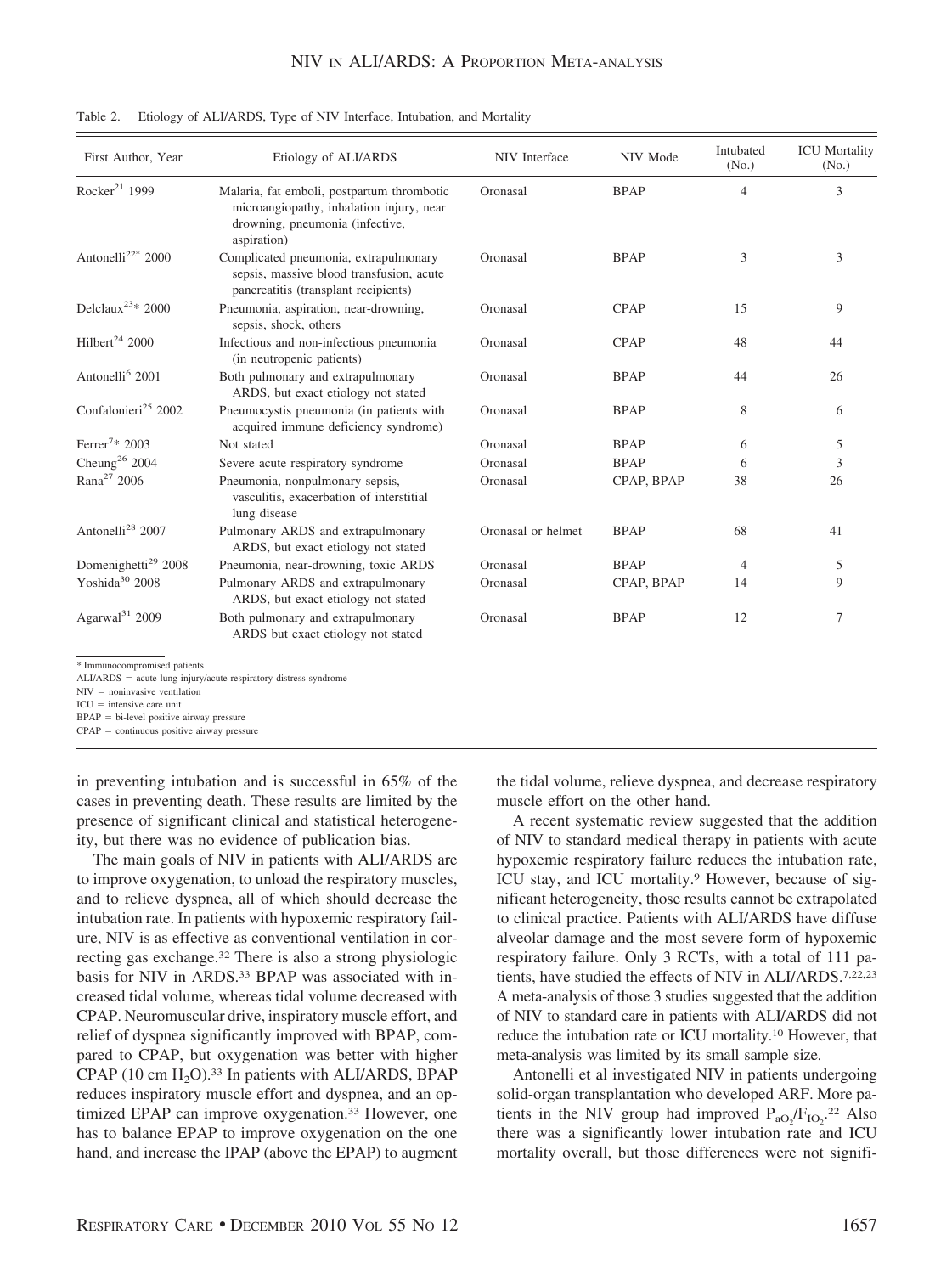Table 2. Etiology of ALI/ARDS, Type of NIV Interface, Intubation, and Mortality

| First Author, Year | Etiology of ALI/ARDS | NIV Interface | NIV Mode | Intubated (No.) | ICU Mortality (No.) |
|---|---|---|---|---|---|
| Rocker[21] 1999 | Malaria, fat emboli, postpartum thrombotic microangiopathy, inhalation injury, near drowning, pneumonia (infective, aspiration) | Oronasal | BPAP | 4 | 3 |
| Antonelli[22]* 2000 | Complicated pneumonia, extrapulmonary sepsis, massive blood transfusion, acute pancreatitis (transplant recipients) | Oronasal | BPAP | 3 | 3 |
| Delclaux[23]* 2000 | Pneumonia, aspiration, near-drowning, sepsis, shock, others | Oronasal | CPAP | 15 | 9 |
| Hilbert[24] 2000 | Infectious and non-infectious pneumonia (in neutropenic patients) | Oronasal | CPAP | 48 | 44 |
| Antonelli[6] 2001 | Both pulmonary and extrapulmonary ARDS, but exact etiology not stated | Oronasal | BPAP | 44 | 26 |
| Confalonieri[25] 2002 | Pneumocystis pneumonia (in patients with acquired immune deficiency syndrome) | Oronasal | BPAP | 8 | 6 |
| Ferrer[7]* 2003 | Not stated | Oronasal | BPAP | 6 | 5 |
| Cheung[26] 2004 | Severe acute respiratory syndrome | Oronasal | BPAP | 6 | 3 |
| Rana[27] 2006 | Pneumonia, nonpulmonary sepsis, vasculitis, exacerbation of interstitial lung disease | Oronasal | CPAP, BPAP | 38 | 26 |
| Antonelli[28] 2007 | Pulmonary ARDS and extrapulmonary ARDS, but exact etiology not stated | Oronasal or helmet | BPAP | 68 | 41 |
| Domenighetti[29] 2008 | Pneumonia, near-drowning, toxic ARDS | Oronasal | BPAP | 4 | 5 |
| Yoshida[30] 2008 | Pulmonary ARDS and extrapulmonary ARDS, but exact etiology not stated | Oronasal | CPAP, BPAP | 14 | 9 |
| Agarwal[31] 2009 | Both pulmonary and extrapulmonary ARDS but exact etiology not stated | Oronasal | BPAP | 12 | 7 |

\* Immunocompromised patients
ALI/ARDS = acute lung injury/acute respiratory distress syndrome
NIV = noninvasive ventilation
ICU = intensive care unit
BPAP = bi-level positive airway pressure
CPAP = continuous positive airway pressure

in preventing intubation and is successful in 65% of the cases in preventing death. These results are limited by the presence of significant clinical and statistical heterogeneity, but there was no evidence of publication bias.

The main goals of NIV in patients with ALI/ARDS are to improve oxygenation, to unload the respiratory muscles, and to relieve dyspnea, all of which should decrease the intubation rate. In patients with hypoxemic respiratory failure, NIV is as effective as conventional ventilation in correcting gas exchange.[32] There is also a strong physiologic basis for NIV in ARDS.[33] BPAP was associated with increased tidal volume, whereas tidal volume decreased with CPAP. Neuromuscular drive, inspiratory muscle effort, and relief of dyspnea significantly improved with BPAP, compared to CPAP, but oxygenation was better with higher CPAP (10 cm $H_2O$).[33] In patients with ALI/ARDS, BPAP reduces inspiratory muscle effort and dyspnea, and an optimized EPAP can improve oxygenation.[33] However, one has to balance EPAP to improve oxygenation on the one hand, and increase the IPAP (above the EPAP) to augment the tidal volume, relieve dyspnea, and decrease respiratory muscle effort on the other hand.

A recent systematic review suggested that the addition of NIV to standard medical therapy in patients with acute hypoxemic respiratory failure reduces the intubation rate, ICU stay, and ICU mortality.[9] However, because of significant heterogeneity, those results cannot be extrapolated to clinical practice. Patients with ALI/ARDS have diffuse alveolar damage and the most severe form of hypoxemic respiratory failure. Only 3 RCTs, with a total of 111 patients, have studied the effects of NIV in ALI/ARDS.[7,22,23] A meta-analysis of those 3 studies suggested that the addition of NIV to standard care in patients with ALI/ARDS did not reduce the intubation rate or ICU mortality.[10] However, that meta-analysis was limited by its small sample size.

Antonelli et al investigated NIV in patients undergoing solid-organ transplantation who developed ARF. More patients in the NIV group had improved $P_{aO_2}/F_{IO_2}$.[22] Also there was a significantly lower intubation rate and ICU mortality overall, but those differences were not signifi-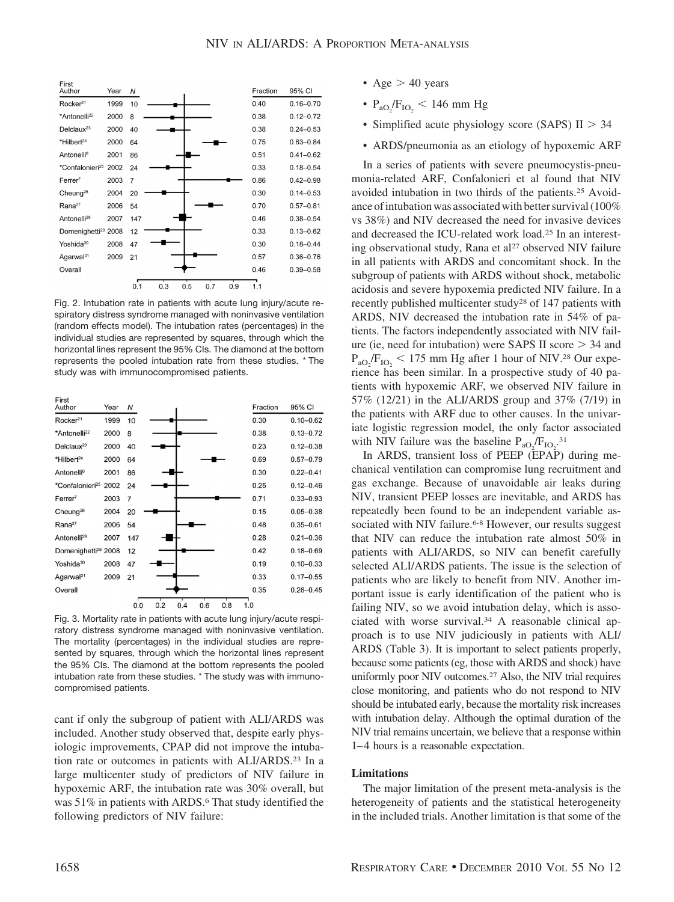First Author
Year
N
Fraction
95% CI

Rocker[21] 1999 10 0.40 0.16–0.70
*Antonelli[22] 2000 8 0.38 0.12–0.72
Delclaux[23] 2000 40 0.38 0.24–0.53
*Hilbert[24] 2000 64 0.75 0.63–0.84
Antonelli[6] 2001 86 0.51 0.41–0.62
*Confalonieri[25] 2002 24 0.33 0.18–0.54
Ferrer[7] 2003 7 0.86 0.42–0.98
Cheung[26] 2004 20 0.30 0.14–0.53
Rana[27] 2006 54 0.70 0.57–0.81
Antonelli[28] 2007 147 0.46 0.38–0.54
Domenighetti[29] 2008 12 0.33 0.13–0.62
Yoshida[30] 2008 47 0.30 0.18–0.44
Agarwal[31] 2009 21 0.57 0.36–0.76
Overall 0.46 0.39–0.58

0.1 0.3 0.5 0.7 0.9 1.1

Fig. 2. Intubation rate in patients with acute lung injury/acute respiratory distress syndrome managed with noninvasive ventilation (random effects model). The intubation rates (percentages) in the individual studies are represented by squares, through which the horizontal lines represent the 95% CIs. The diamond at the bottom represents the pooled intubation rate from these studies. * The study was with immunocompromised patients.

First Author
Year
N
Fraction
95% CI

Rocker[21] 1999 10 0.30 0.10–0.62
*Antonelli[22] 2000 8 0.38 0.13–0.72
Delclaux[23] 2000 40 0.23 0.12–0.38
*Hilbert[24] 2000 64 0.69 0.57–0.79
Antonelli[6] 2001 86 0.30 0.22–0.41
*Confalonieri[25] 2002 24 0.25 0.12–0.46
Ferrer[7] 2003 7 0.71 0.33–0.93
Cheung[26] 2004 20 0.15 0.05–0.38
Rana[27] 2006 54 0.48 0.35–0.61
Antonelli[28] 2007 147 0.28 0.21–0.36
Domenighetti[29] 2008 12 0.42 0.18–0.69
Yoshida[30] 2008 47 0.19 0.10–0.33
Agarwal[31] 2009 21 0.33 0.17–0.55
Overall 0.35 0.26–0.45

0.0 0.2 0.4 0.6 0.8 1.0

Fig. 3. Mortality rate in patients with acute lung injury/acute respiratory distress syndrome managed with noninvasive ventilation. The mortality (percentages) in the individual studies are represented by squares, through which the horizontal lines represent the 95% CIs. The diamond at the bottom represents the pooled intubation rate from these studies. * The study was with immunocompromised patients.

cant if only the subgroup of patient with ALI/ARDS was included. Another study observed that, despite early physiologic improvements, CPAP did not improve the intubation rate or outcomes in patients with ALI/ARDS.[23] In a large multicenter study of predictors of NIV failure in hypoxemic ARF, the intubation rate was 30% overall, but was 51% in patients with ARDS.[6] That study identified the following predictors of NIV failure:

- Age > 40 years
- $P_{aO_2}/F_{IO_2}$ < 146 mm Hg
- Simplified acute physiology score (SAPS) II > 34
- ARDS/pneumonia as an etiology of hypoxemic ARF

In a series of patients with severe pneumocystis-pneumonia-related ARF, Confalonieri et al found that NIV avoided intubation in two thirds of the patients.[25] Avoidance of intubation was associated with better survival (100% vs 38%) and NIV decreased the need for invasive devices and decreased the ICU-related work load.[25] In an interesting observational study, Rana et al[27] observed NIV failure in all patients with ARDS and concomitant shock. In the subgroup of patients with ARDS without shock, metabolic acidosis and severe hypoxemia predicted NIV failure. In a recently published multicenter study[28] of 147 patients with ARDS, NIV decreased the intubation rate in 54% of patients. The factors independently associated with NIV failure (ie, need for intubation) were SAPS II score > 34 and $P_{aO_2}/F_{IO_2}$ < 175 mm Hg after 1 hour of NIV.[28] Our experience has been similar. In a prospective study of 40 patients with hypoxemic ARF, we observed NIV failure in 57% (12/21) in the ALI/ARDS group and 37% (7/19) in the patients with ARF due to other causes. In the univariate logistic regression model, the only factor associated with NIV failure was the baseline $P_{aO_2}/F_{IO_2}$.[31]

In ARDS, transient loss of PEEP (EPAP) during mechanical ventilation can compromise lung recruitment and gas exchange. Because of unavoidable air leaks during NIV, transient PEEP losses are inevitable, and ARDS has repeatedly been found to be an independent variable associated with NIV failure.[6-8] However, our results suggest that NIV can reduce the intubation rate almost 50% in patients with ALI/ARDS, so NIV can benefit carefully selected ALI/ARDS patients. The issue is the selection of patients who are likely to benefit from NIV. Another important issue is early identification of the patient who is failing NIV, so we avoid intubation delay, which is associated with worse survival.[34] A reasonable clinical approach is to use NIV judiciously in patients with ALI/ARDS (Table 3). It is important to select patients properly, because some patients (eg, those with ARDS and shock) have uniformly poor NIV outcomes.[27] Also, the NIV trial requires close monitoring, and patients who do not respond to NIV should be intubated early, because the mortality risk increases with intubation delay. Although the optimal duration of the NIV trial remains uncertain, we believe that a response within 1–4 hours is a reasonable expectation.

### Limitations

The major limitation of the present meta-analysis is the heterogeneity of patients and the statistical heterogeneity in the included trials. Another limitation is that some of the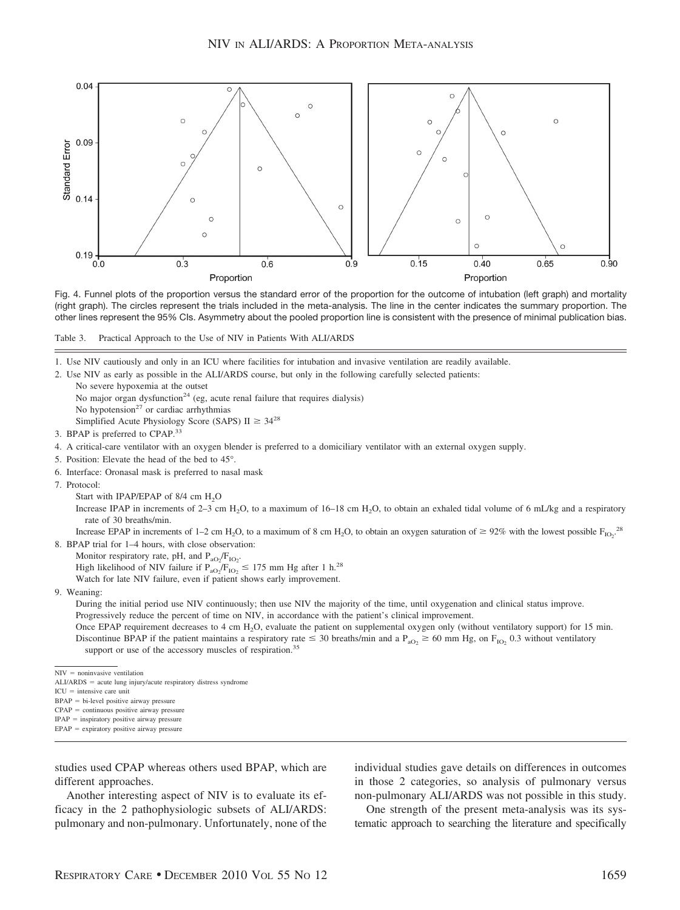0.04
0.09
0.14
0.19
Standard Error
0.0
0.3
0.6
0.9
Proportion

0.15
0.40
0.65
0.90
Proportion

Fig. 4. Funnel plots of the proportion versus the standard error of the proportion for the outcome of intubation (left graph) and mortality (right graph). The circles represent the trials included in the meta-analysis. The line in the center indicates the summary proportion. The other lines represent the 95% CIs. Asymmetry about the pooled proportion line is consistent with the presence of minimal publication bias.

Table 3. Practical Approach to the Use of NIV in Patients With ALI/ARDS

1. Use NIV cautiously and only in an ICU where facilities for intubation and invasive ventilation are readily available.
2. Use NIV as early as possible in the ALI/ARDS course, but only in the following carefully selected patients:
   - No severe hypoxemia at the outset
   - No major organ dysfunction[24] (eg, acute renal failure that requires dialysis)
   - No hypotension[27] or cardiac arrhythmias
   - Simplified Acute Physiology Score (SAPS) II $\geq$ 34[28]
3. BPAP is preferred to CPAP.[33]
4. A critical-care ventilator with an oxygen blender is preferred to a domiciliary ventilator with an external oxygen supply.
5. Position: Elevate the head of the bed to 45°.
6. Interface: Oronasal mask is preferred to nasal mask
7. Protocol:
   - Start with IPAP/EPAP of 8/4 cm $H_2O$
   - Increase IPAP in increments of 2–3 cm $H_2O$, to a maximum of 16–18 cm $H_2O$, to obtain an exhaled tidal volume of 6 mL/kg and a respiratory rate of 30 breaths/min.
   - Increase EPAP in increments of 1–2 cm $H_2O$, to a maximum of 8 cm $H_2O$, to obtain an oxygen saturation of $\geq$ 92% with the lowest possible $F_{IO_2}$.[28]
8. BPAP trial for 1–4 hours, with close observation:
   - Monitor respiratory rate, pH, and $P_{aO_2}/F_{IO_2}$.
   - High likelihood of NIV failure if $P_{aO_2}/F_{IO_2} \leq$ 175 mm Hg after 1 h.[28]
   - Watch for late NIV failure, even if patient shows early improvement.
9. Weaning:
   - During the initial period use NIV continuously; then use NIV the majority of the time, until oxygenation and clinical status improve.
   - Progressively reduce the percent of time on NIV, in accordance with the patient's clinical improvement.
   - Once EPAP requirement decreases to 4 cm $H_2O$, evaluate the patient on supplemental oxygen only (without ventilatory support) for 15 min.
   - Discontinue BPAP if the patient maintains a respiratory rate $\leq$ 30 breaths/min and a $P_{aO_2} \geq$ 60 mm Hg, on $F_{IO_2}$ 0.3 without ventilatory support or use of the accessory muscles of respiration.[35]

NIV = noninvasive ventilation
ALI/ARDS = acute lung injury/acute respiratory distress syndrome
ICU = intensive care unit
BPAP = bi-level positive airway pressure
CPAP = continuous positive airway pressure
IPAP = inspiratory positive airway pressure
EPAP = expiratory positive airway pressure

studies used CPAP whereas others used BPAP, which are different approaches.

Another interesting aspect of NIV is to evaluate its efficacy in the 2 pathophysiologic subsets of ALI/ARDS: pulmonary and non-pulmonary. Unfortunately, none of the individual studies gave details on differences in outcomes in those 2 categories, so analysis of pulmonary versus non-pulmonary ALI/ARDS was not possible in this study.

One strength of the present meta-analysis was its systematic approach to searching the literature and specifically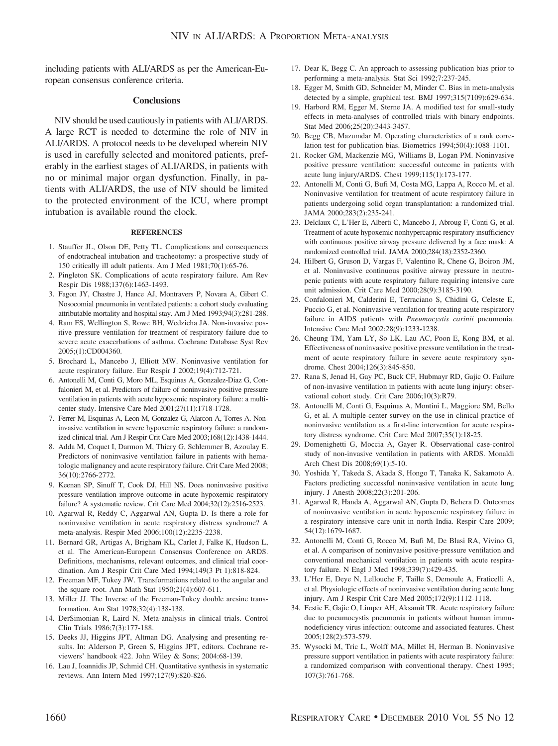including patients with ALI/ARDS as per the American-European consensus conference criteria.

## Conclusions

NIV should be used cautiously in patients with ALI/ARDS. A large RCT is needed to determine the role of NIV in ALI/ARDS. A protocol needs to be developed wherein NIV is used in carefully selected and monitored patients, preferably in the earliest stages of ALI/ARDS, in patients with no or minimal major organ dysfunction. Finally, in patients with ALI/ARDS, the use of NIV should be limited to the protected environment of the ICU, where prompt intubation is available round the clock.

## REFERENCES

1. Stauffer JL, Olson DE, Petty TL. Complications and consequences of endotracheal intubation and tracheotomy: a prospective study of 150 critically ill adult patients. Am J Med 1981;70(1):65-76.
2. Pingleton SK. Complications of acute respiratory failure. Am Rev Respir Dis 1988;137(6):1463-1493.
3. Fagon JY, Chastre J, Hance AJ, Montravers P, Novara A, Gibert C. Nosocomial pneumonia in ventilated patients: a cohort study evaluating attributable mortality and hospital stay. Am J Med 1993;94(3):281-288.
4. Ram FS, Wellington S, Rowe BH, Wedzicha JA. Non-invasive positive pressure ventilation for treatment of respiratory failure due to severe acute exacerbations of asthma. Cochrane Database Syst Rev 2005;(1):CD004360.
5. Brochard L, Mancebo J, Elliott MW. Noninvasive ventilation for acute respiratory failure. Eur Respir J 2002;19(4):712-721.
6. Antonelli M, Conti G, Moro ML, Esquinas A, Gonzalez-Diaz G, Confalonieri M, et al. Predictors of failure of noninvasive positive pressure ventilation in patients with acute hypoxemic respiratory failure: a multi-center study. Intensive Care Med 2001;27(11):1718-1728.
7. Ferrer M, Esquinas A, Leon M, Gonzalez G, Alarcon A, Torres A. Noninvasive ventilation in severe hypoxemic respiratory failure: a randomized clinical trial. Am J Respir Crit Care Med 2003;168(12):1438-1444.
8. Adda M, Coquet I, Darmon M, Thiery G, Schlemmer B, Azoulay E. Predictors of noninvasive ventilation failure in patients with hematologic malignancy and acute respiratory failure. Crit Care Med 2008; 36(10):2766-2772.
9. Keenan SP, Sinuff T, Cook DJ, Hill NS. Does noninvasive positive pressure ventilation improve outcome in acute hypoxemic respiratory failure? A systematic review. Crit Care Med 2004;32(12):2516-2523.
10. Agarwal R, Reddy C, Aggarwal AN, Gupta D. Is there a role for noninvasive ventilation in acute respiratory distress syndrome? A meta-analysis. Respir Med 2006;100(12):2235-2238.
11. Bernard GR, Artigas A, Brigham KL, Carlet J, Falke K, Hudson L, et al. The American-European Consensus Conference on ARDS. Definitions, mechanisms, relevant outcomes, and clinical trial coordination. Am J Respir Crit Care Med 1994;149(3 Pt 1):818-824.
12. Freeman MF, Tukey JW. Transformations related to the angular and the square root. Ann Math Stat 1950;21(4):607-611.
13. Miller JJ. The Inverse of the Freeman-Tukey double arcsine transformation. Am Stat 1978;32(4):138-138.
14. DerSimonian R, Laird N. Meta-analysis in clinical trials. Control Clin Trials 1986;7(3):177-188.
15. Deeks JJ, Higgins JPT, Altman DG. Analysing and presenting results. In: Alderson P, Green S, Higgins JPT, editors. Cochrane reviewers' handbook 422. John Wiley & Sons; 2004:68-139.
16. Lau J, Ioannidis JP, Schmid CH. Quantitative synthesis in systematic reviews. Ann Intern Med 1997;127(9):820-826.
17. Dear K, Begg C. An approach to assessing publication bias prior to performing a meta-analysis. Stat Sci 1992;7:237-245.
18. Egger M, Smith GD, Schneider M, Minder C. Bias in meta-analysis detected by a simple, graphical test. BMJ 1997;315(7109):629-634.
19. Harbord RM, Egger M, Sterne JA. A modified test for small-study effects in meta-analyses of controlled trials with binary endpoints. Stat Med 2006;25(20):3443-3457.
20. Begg CB, Mazumdar M. Operating characteristics of a rank correlation test for publication bias. Biometrics 1994;50(4):1088-1101.
21. Rocker GM, Mackenzie MG, Williams B, Logan PM. Noninvasive positive pressure ventilation: successful outcome in patients with acute lung injury/ARDS. Chest 1999;115(1):173-177.
22. Antonelli M, Conti G, Bufi M, Costa MG, Lappa A, Rocco M, et al. Noninvasive ventilation for treatment of acute respiratory failure in patients undergoing solid organ transplantation: a randomized trial. JAMA 2000;283(2):235-241.
23. Delclaux C, L'Her E, Alberti C, Mancebo J, Abroug F, Conti G, et al. Treatment of acute hypoxemic nonhypercapnic respiratory insufficiency with continuous positive airway pressure delivered by a face mask: A randomized controlled trial. JAMA 2000;284(18):2352-2360.
24. Hilbert G, Gruson D, Vargas F, Valentino R, Chene G, Boiron JM, et al. Noninvasive continuous positive airway pressure in neutropenic patients with acute respiratory failure requiring intensive care unit admission. Crit Care Med 2000;28(9):3185-3190.
25. Confalonieri M, Calderini E, Terraciano S, Chidini G, Celeste E, Puccio G, et al. Noninvasive ventilation for treating acute respiratory failure in AIDS patients with *Pneumocystis carinii* pneumonia. Intensive Care Med 2002;28(9):1233-1238.
26. Cheung TM, Yam LY, So LK, Lau AC, Poon E, Kong BM, et al. Effectiveness of noninvasive positive pressure ventilation in the treatment of acute respiratory failure in severe acute respiratory syndrome. Chest 2004;126(3):845-850.
27. Rana S, Jenad H, Gay PC, Buck CF, Hubmayr RD, Gajic O. Failure of non-invasive ventilation in patients with acute lung injury: observational cohort study. Crit Care 2006;10(3):R79.
28. Antonelli M, Conti G, Esquinas A, Montini L, Maggiore SM, Bello G, et al. A multiple-center survey on the use in clinical practice of noninvasive ventilation as a first-line intervention for acute respiratory distress syndrome. Crit Care Med 2007;35(1):18-25.
29. Domenighetti G, Moccia A, Gayer R. Observational case-control study of non-invasive ventilation in patients with ARDS. Monaldi Arch Chest Dis 2008;69(1):5-10.
30. Yoshida Y, Takeda S, Akada S, Hongo T, Tanaka K, Sakamoto A. Factors predicting successful noninvasive ventilation in acute lung injury. J Anesth 2008;22(3):201-206.
31. Agarwal R, Handa A, Aggarwal AN, Gupta D, Behera D. Outcomes of noninvasive ventilation in acute hypoxemic respiratory failure in a respiratory intensive care unit in north India. Respir Care 2009; 54(12):1679-1687.
32. Antonelli M, Conti G, Rocco M, Bufi M, De Blasi RA, Vivino G, et al. A comparison of noninvasive positive-pressure ventilation and conventional mechanical ventilation in patients with acute respiratory failure. N Engl J Med 1998;339(7):429-435.
33. L'Her E, Deye N, Lellouche F, Taille S, Demoule A, Fraticelli A, et al. Physiologic effects of noninvasive ventilation during acute lung injury. Am J Respir Crit Care Med 2005;172(9):1112-1118.
34. Festic E, Gajic O, Limper AH, Aksamit TR. Acute respiratory failure due to pneumocystis pneumonia in patients without human immunodeficiency virus infection: outcome and associated features. Chest 2005;128(2):573-579.
35. Wysocki M, Tric L, Wolff MA, Millet H, Herman B. Noninvasive pressure support ventilation in patients with acute respiratory failure: a randomized comparison with conventional therapy. Chest 1995; 107(3):761-768.